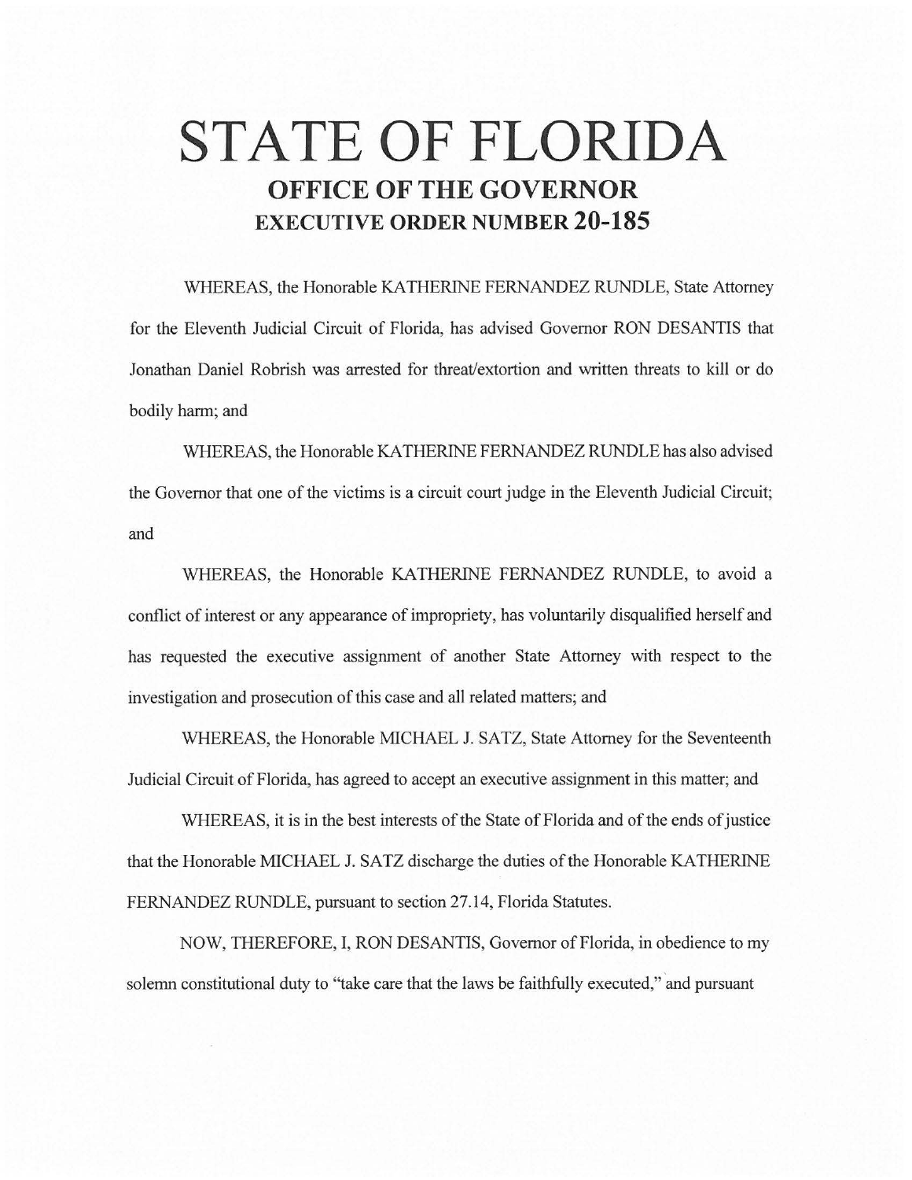# STATE OF FLORIDA

## OFFICE OF THE GOVERNOR

## EXECUTIVE ORDER NUMBER 20-185

WHEREAS, the Honorable KATHERINE FERNANDEZ RUNDLE, State Attorney for the Eleventh Judicial Circuit of Florida, has advised Governor RON DESANTIS that Jonathan Daniel Robrish was arrested for threat/extortion and written threats to kill or do bodily harm; and

WHEREAS, the Honorable KATHERINE FERNANDEZ RUNDLE has also advised the Governor that one of the victims is a circuit court judge in the Eleventh Judicial Circuit; and

WHEREAS, the Honorable KATHERINE FERNANDEZ RUNDLE, to avoid a conflict of interest or any appearance of impropriety, has voluntarily disqualified herself and has requested the executive assignment of another State Attorney with respect to the investigation and prosecution of this case and all related matters; and

WHEREAS, the Honorable MICHAEL J. SATZ, State Attorney for the Seventeenth Judicial Circuit of Florida, has agreed to accept an executive assignment in this matter; and

WHEREAS, it is in the best interests of the State of Florida and of the ends of justice that the Honorable MICHAEL J. SATZ discharge the duties of the Honorable KATHERINE FERNANDEZ RUNDLE, pursuant to section 27.14, Florida Statutes.

NOW, THEREFORE, I, RON DESANTIS, Governor of Florida, in obedience to my solemn constitutional duty to "take care that the laws be faithfully executed," and pursuant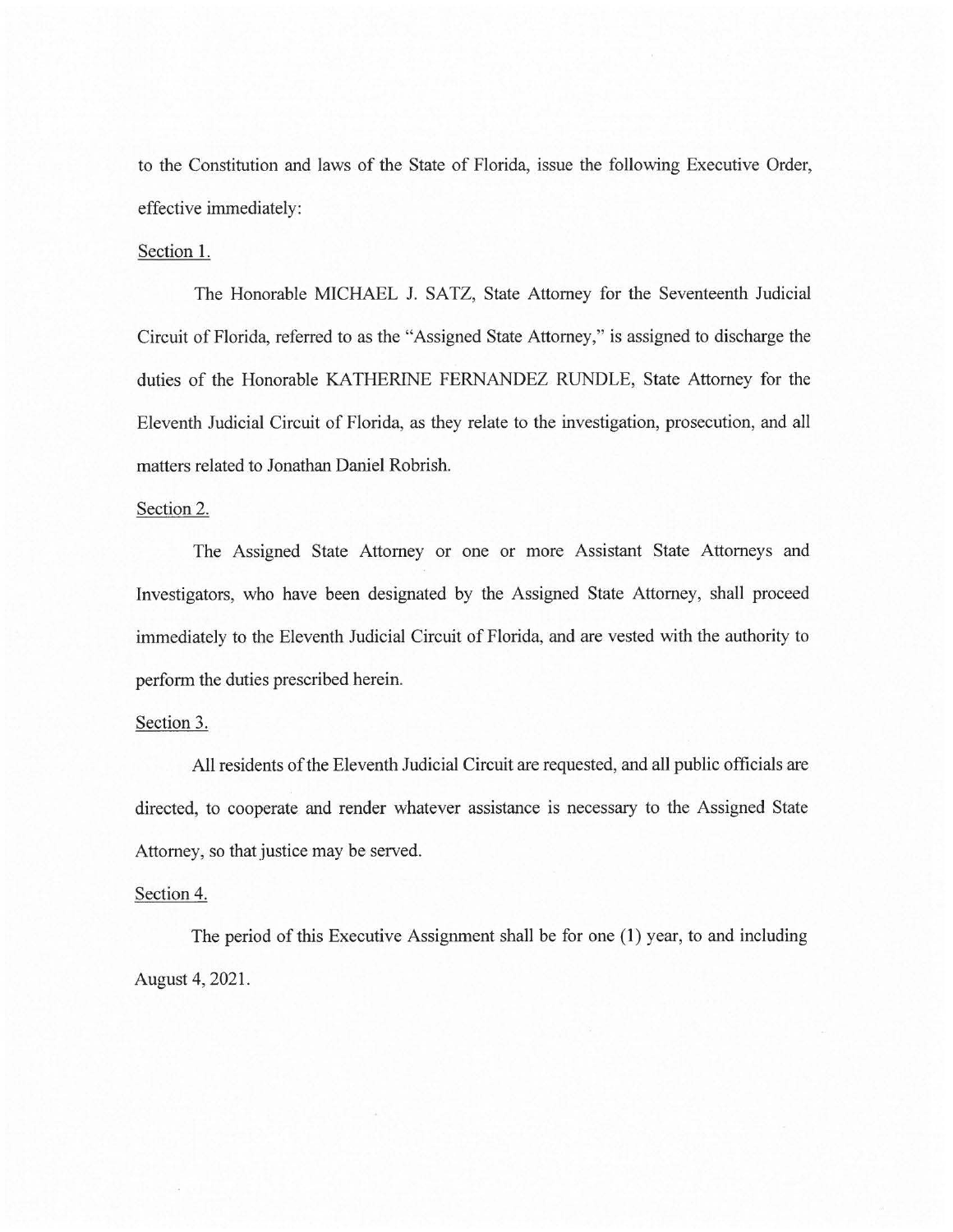to the Constitution and laws of the State of Florida, issue the following Executive Order, effective immediately:

Section 1.

The Honorable MICHAEL J. SATZ, State Attorney for the Seventeenth Judicial Circuit of Florida, referred to as the "Assigned State Attorney," is assigned to discharge the duties of the Honorable KATHERINE FERNANDEZ RUNDLE, State Attorney for the Eleventh Judicial Circuit of Florida, as they relate to the investigation, prosecution, and all matters related to Jonathan Daniel Robrish.

Section 2.

The Assigned State Attorney or one or more Assistant State Attorneys and Investigators, who have been designated by the Assigned State Attorney, shall proceed immediately to the Eleventh Judicial Circuit of Florida, and are vested with the authority to perform the duties prescribed herein.

Section 3.

All residents of the Eleventh Judicial Circuit are requested, and all public officials are directed, to cooperate and render whatever assistance is necessary to the Assigned State Attorney, so that justice may be served.

Section 4.

The period of this Executive Assignment shall be for one (1) year, to and including August 4, 2021.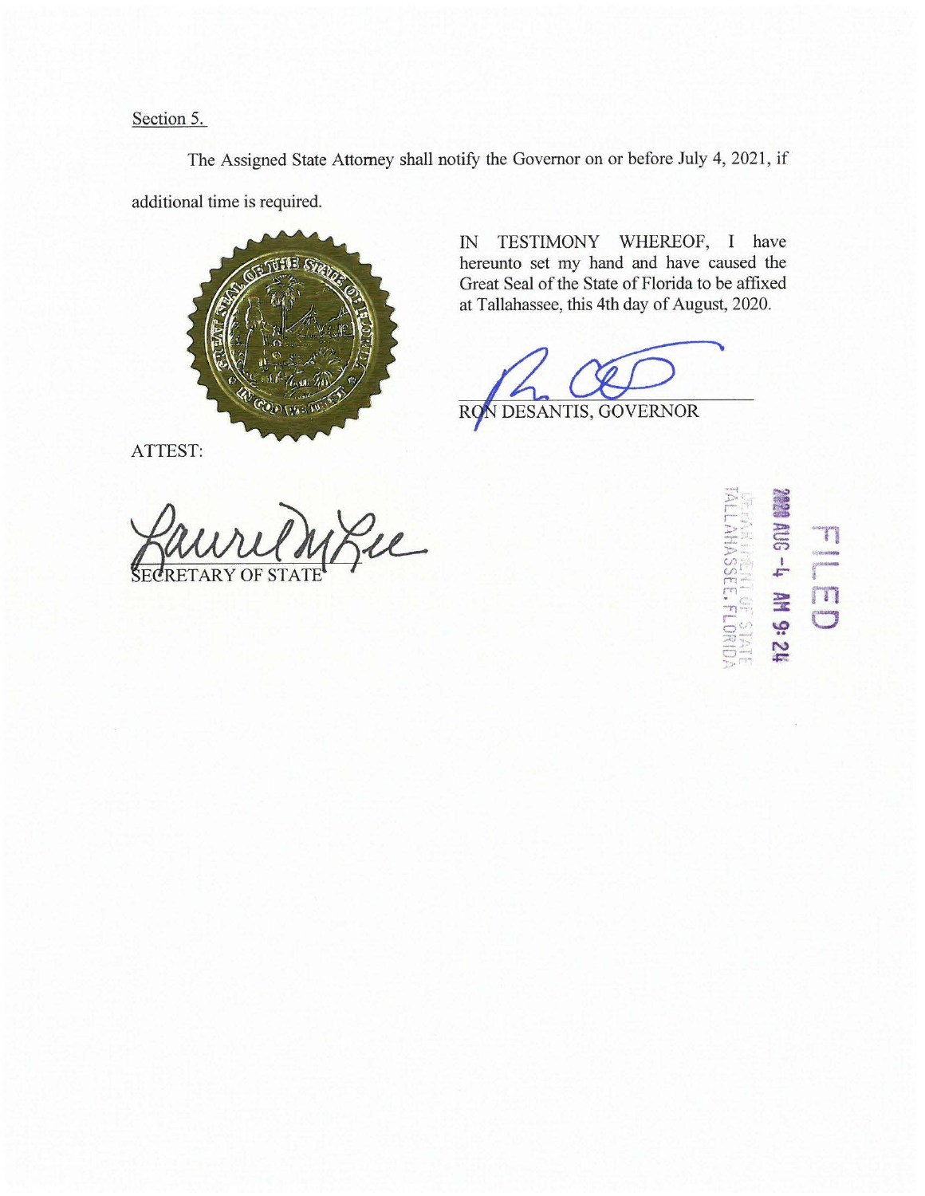Section 5.

The Assigned State Attorney shall notify the Governor on or before July 4, 2021, if additional time is required.

IN TESTIMONY WHEREOF, I have hereunto set my hand and have caused the Great Seal of the State of Florida to be affixed at Tallahassee, this 4th day of August, 2020.

RON DESANTIS, GOVERNOR

ATTEST:

SECRETARY OF STATE

FILED

2020 AUG -4 AM 9:24

DEPARTMENT OF STATE
TALLAHASSEE, FLORIDA